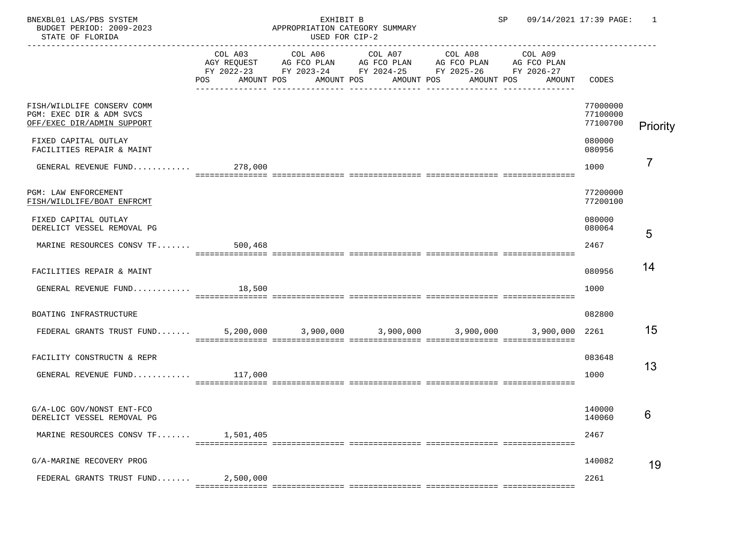BNEXBL01 LAS/PBS SYSTEM | EXHIBIT B | SP 09/14/2021 17:39

BUDGET PERIOD: 2009-2023 | APPROPRIATION CATEGORY SUMMARY

STATE OF FLORIDA | USED FOR CIP-2

| | COL A03 AGY REQUEST FY 2022-23 POS AMOUNT | COL A06 AG FCO PLAN FY 2023-24 POS AMOUNT | COL A07 AG FCO PLAN FY 2024-25 POS AMOUNT | COL A08 AG FCO PLAN FY 2025-26 POS AMOUNT | COL A09 AG FCO PLAN FY 2026-27 POS AMOUNT | CODES | Priority |
|---|---|---|---|---|---|---|---|
| FISH/WILDLIFE CONSERV COMM | | | | | | 77000000 | |
| PGM: EXEC DIR & ADM SVCS | | | | | | 77100000 | |
| OFF/EXEC DIR/ADMIN SUPPORT | | | | | | 77100700 | |
| FIXED CAPITAL OUTLAY | | | | | | 080000 | |
| FACILITIES REPAIR & MAINT | | | | | | 080956 | |
| GENERAL REVENUE FUND........... | 278,000 | | | | | 1000 | 7 |
| PGM: LAW ENFORCEMENT | | | | | | 77200000 | |
| FISH/WILDLIFE/BOAT ENFRCMT | | | | | | 77200100 | |
| FIXED CAPITAL OUTLAY | | | | | | 080000 | |
| DERELICT VESSEL REMOVAL PG | | | | | | 080064 | |
| MARINE RESOURCES CONSV TF....... | 500,468 | | | | | 2467 | 5 |
| FACILITIES REPAIR & MAINT | | | | | | 080956 | 14 |
| GENERAL REVENUE FUND........... | 18,500 | | | | | 1000 | |
| BOATING INFRASTRUCTURE | | | | | | 082800 | |
| FEDERAL GRANTS TRUST FUND....... | 5,200,000 | 3,900,000 | 3,900,000 | 3,900,000 | 3,900,000 | 2261 | 15 |
| FACILITY CONSTRUCTN & REPR | | | | | | 083648 | |
| GENERAL REVENUE FUND........... | 117,000 | | | | | 1000 | 13 |
| G/A-LOC GOV/NONST ENT-FCO | | | | | | 140000 | |
| DERELICT VESSEL REMOVAL PG | | | | | | 140060 | 6 |
| MARINE RESOURCES CONSV TF....... | 1,501,405 | | | | | 2467 | |
| G/A-MARINE RECOVERY PROG | | | | | | 140082 | |
| FEDERAL GRANTS TRUST FUND....... | 2,500,000 | | | | | 2261 | 19 |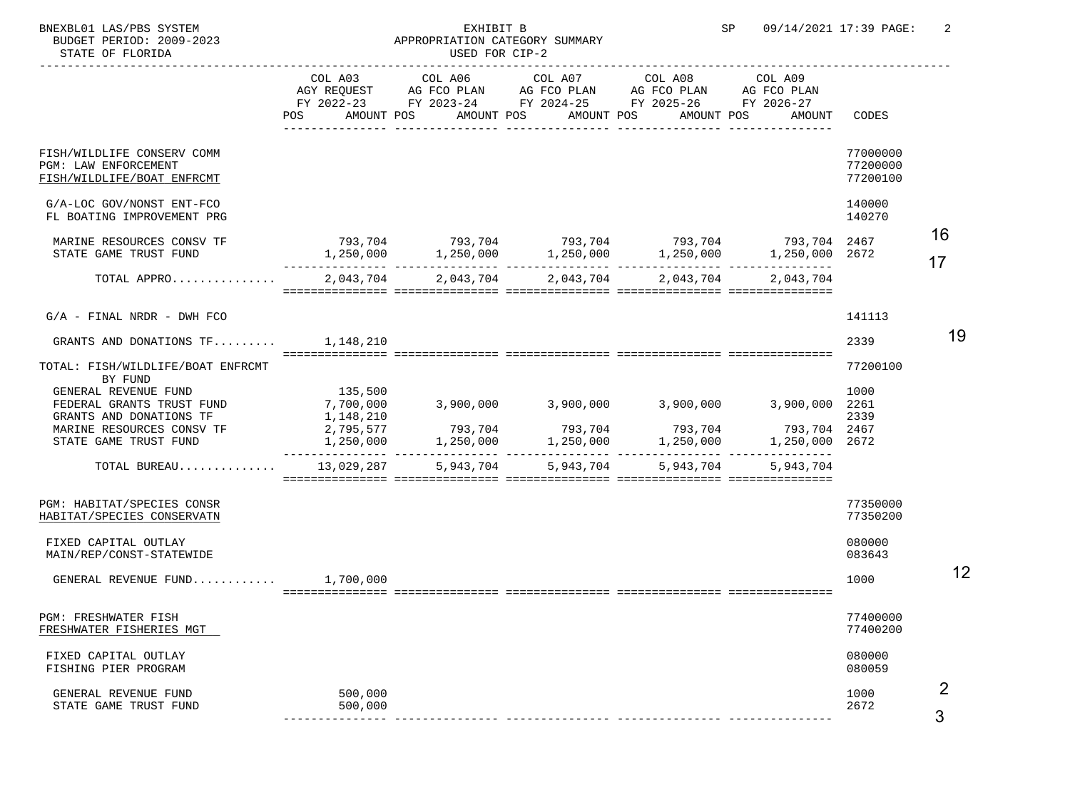BNEXBL01 LAS/PBS SYSTEM — EXHIBIT B — APPROPRIATION CATEGORY SUMMARY — USED FOR CIP-2

BUDGET PERIOD: 2009-2023 — STATE OF FLORIDA

| | COL A03 AGY REQUEST FY 2022-23 POS AMOUNT | COL A06 AG FCO PLAN FY 2023-24 POS AMOUNT | COL A07 AG FCO PLAN FY 2024-25 POS AMOUNT | COL A08 AG FCO PLAN FY 2025-26 POS AMOUNT | COL A09 AG FCO PLAN FY 2026-27 POS AMOUNT | CODES | |
|---|---|---|---|---|---|---|---|
| FISH/WILDLIFE CONSERV COMM | | | | | | 77000000 | |
| PGM: LAW ENFORCEMENT | | | | | | 77200000 | |
| FISH/WILDLIFE/BOAT ENFRCMT | | | | | | 77200100 | |
| G/A-LOC GOV/NONST ENT-FCO | | | | | | 140000 | |
| FL BOATING IMPROVEMENT PRG | | | | | | 140270 | |
| MARINE RESOURCES CONSV TF | 793,704 | 793,704 | 793,704 | 793,704 | 793,704 | 2467 | 16 |
| STATE GAME TRUST FUND | 1,250,000 | 1,250,000 | 1,250,000 | 1,250,000 | 1,250,000 | 2672 | 17 |
| TOTAL APPRO............... | 2,043,704 | 2,043,704 | 2,043,704 | 2,043,704 | 2,043,704 | | |
| G/A - FINAL NRDR - DWH FCO | | | | | | 141113 | |
| GRANTS AND DONATIONS TF......... | 1,148,210 | | | | | 2339 | 19 |
| TOTAL: FISH/WILDLIFE/BOAT ENFRCMT | | | | | | 77200100 | |
| BY FUND | | | | | | | |
| GENERAL REVENUE FUND | 135,500 | | | | | 1000 | |
| FEDERAL GRANTS TRUST FUND | 7,700,000 | 3,900,000 | 3,900,000 | 3,900,000 | 3,900,000 | 2261 | |
| GRANTS AND DONATIONS TF | 1,148,210 | | | | | 2339 | |
| MARINE RESOURCES CONSV TF | 2,795,577 | 793,704 | 793,704 | 793,704 | 793,704 | 2467 | |
| STATE GAME TRUST FUND | 1,250,000 | 1,250,000 | 1,250,000 | 1,250,000 | 1,250,000 | 2672 | |
| TOTAL BUREAU.............. | 13,029,287 | 5,943,704 | 5,943,704 | 5,943,704 | 5,943,704 | | |
| PGM: HABITAT/SPECIES CONSR | | | | | | 77350000 | |
| HABITAT/SPECIES CONSERVATN | | | | | | 77350200 | |
| FIXED CAPITAL OUTLAY | | | | | | 080000 | |
| MAIN/REP/CONST-STATEWIDE | | | | | | 083643 | |
| GENERAL REVENUE FUND........... | 1,700,000 | | | | | 1000 | 12 |
| PGM: FRESHWATER FISH | | | | | | 77400000 | |
| FRESHWATER FISHERIES MGT | | | | | | 77400200 | |
| FIXED CAPITAL OUTLAY | | | | | | 080000 | |
| FISHING PIER PROGRAM | | | | | | 080059 | |
| GENERAL REVENUE FUND | 500,000 | | | | | 1000 | 2 |
| STATE GAME TRUST FUND | 500,000 | | | | | 2672 | 3 |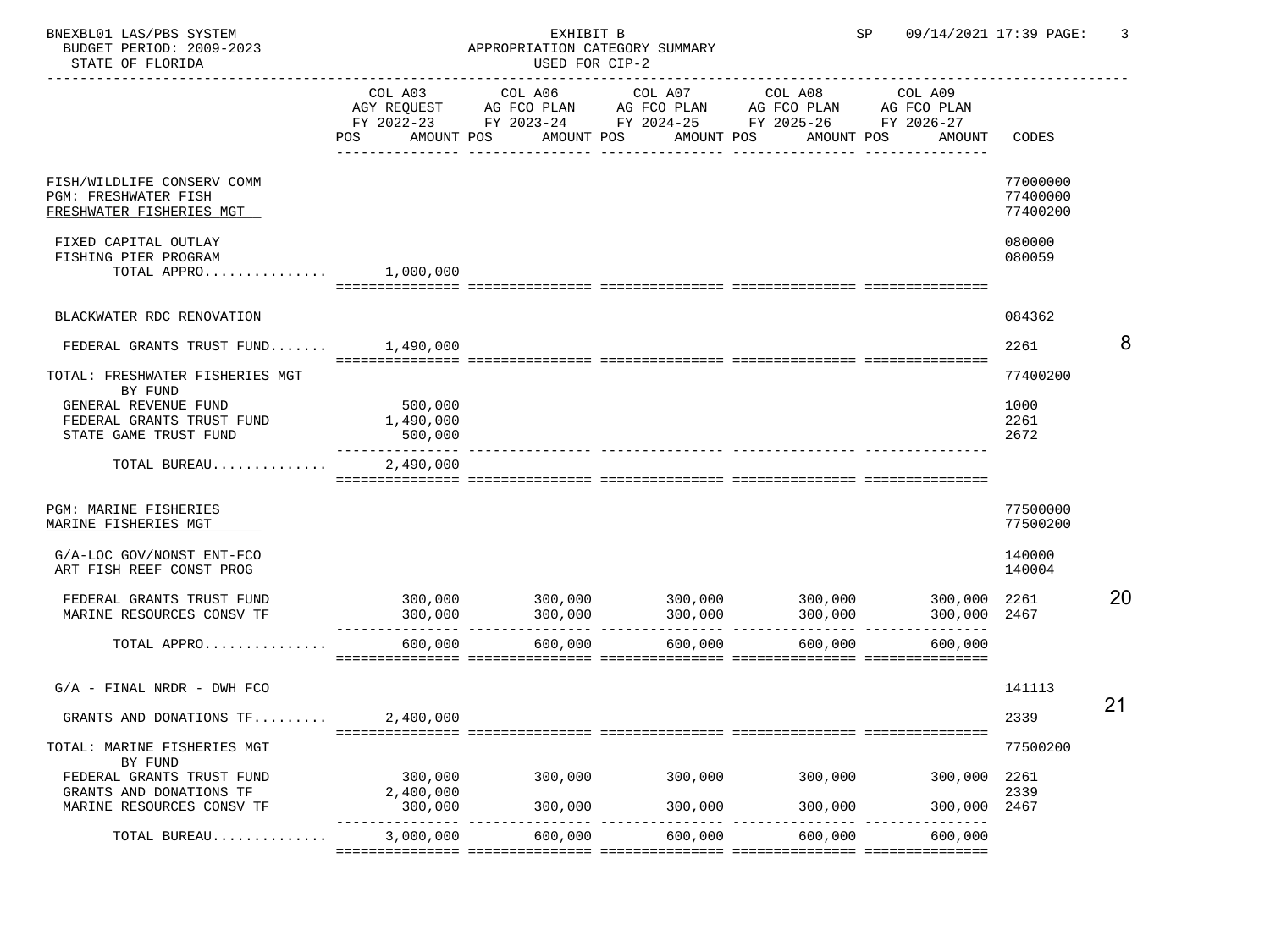BNEXBL01 LAS/PBS SYSTEM — EXHIBIT B — SP 09/14/2021 17:39

BUDGET PERIOD: 2009-2023 — APPROPRIATION CATEGORY SUMMARY

STATE OF FLORIDA — USED FOR CIP-2

| | COL A03 AGY REQUEST FY 2022-23 POS AMOUNT | COL A06 AG FCO PLAN FY 2023-24 POS AMOUNT | COL A07 AG FCO PLAN FY 2024-25 POS AMOUNT | COL A08 AG FCO PLAN FY 2025-26 POS AMOUNT | COL A09 AG FCO PLAN FY 2026-27 POS AMOUNT | CODES | |
|---|---|---|---|---|---|---|---|
| FISH/WILDLIFE CONSERV COMM | | | | | | 77000000 | |
| PGM: FRESHWATER FISH | | | | | | 77400000 | |
| FRESHWATER FISHERIES MGT | | | | | | 77400200 | |
| FIXED CAPITAL OUTLAY | | | | | | 080000 | |
| FISHING PIER PROGRAM | | | | | | 080059 | |
| TOTAL APPRO............... | 1,000,000 | | | | | | |
| BLACKWATER RDC RENOVATION | | | | | | 084362 | |
| FEDERAL GRANTS TRUST FUND....... | 1,490,000 | | | | | 2261 | 8 |
| TOTAL: FRESHWATER FISHERIES MGT | | | | | | 77400200 | |
| BY FUND | | | | | | | |
| GENERAL REVENUE FUND | 500,000 | | | | | 1000 | |
| FEDERAL GRANTS TRUST FUND | 1,490,000 | | | | | 2261 | |
| STATE GAME TRUST FUND | 500,000 | | | | | 2672 | |
| TOTAL BUREAU............. | 2,490,000 | | | | | | |
| PGM: MARINE FISHERIES | | | | | | 77500000 | |
| MARINE FISHERIES MGT | | | | | | 77500200 | |
| G/A-LOC GOV/NONST ENT-FCO | | | | | | 140000 | |
| ART FISH REEF CONST PROG | | | | | | 140004 | |
| FEDERAL GRANTS TRUST FUND | 300,000 | 300,000 | 300,000 | 300,000 | 300,000 | 2261 | 20 |
| MARINE RESOURCES CONSV TF | 300,000 | 300,000 | 300,000 | 300,000 | 300,000 | 2467 | |
| TOTAL APPRO............... | 600,000 | 600,000 | 600,000 | 600,000 | 600,000 | | |
| G/A - FINAL NRDR - DWH FCO | | | | | | 141113 | |
| GRANTS AND DONATIONS TF......... | 2,400,000 | | | | | 2339 | 21 |
| TOTAL: MARINE FISHERIES MGT | | | | | | 77500200 | |
| BY FUND | | | | | | | |
| FEDERAL GRANTS TRUST FUND | 300,000 | 300,000 | 300,000 | 300,000 | 300,000 | 2261 | |
| GRANTS AND DONATIONS TF | 2,400,000 | | | | | 2339 | |
| MARINE RESOURCES CONSV TF | 300,000 | 300,000 | 300,000 | 300,000 | 300,000 | 2467 | |
| TOTAL BUREAU............. | 3,000,000 | 600,000 | 600,000 | 600,000 | 600,000 | | |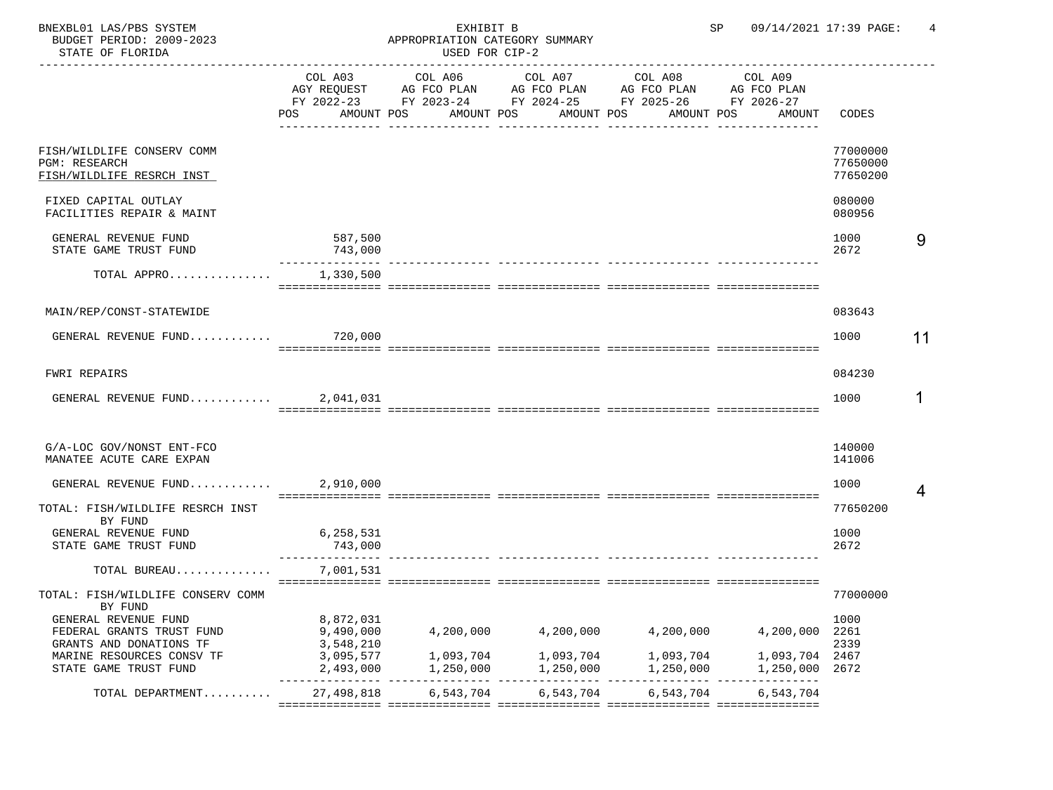BNEXBL01 LAS/PBS SYSTEM | EXHIBIT B | SP 09/14/2021 17:39
BUDGET PERIOD: 2009-2023 | APPROPRIATION CATEGORY SUMMARY
STATE OF FLORIDA | USED FOR CIP-2

| | COL A03 AGY REQUEST FY 2022-23 POS AMOUNT | COL A06 AG FCO PLAN FY 2023-24 POS AMOUNT | COL A07 AG FCO PLAN FY 2024-25 POS AMOUNT | COL A08 AG FCO PLAN FY 2025-26 POS AMOUNT | COL A09 AG FCO PLAN FY 2026-27 POS AMOUNT | CODES | |
|---|---|---|---|---|---|---|---|
| FISH/WILDLIFE CONSERV COMM | | | | | | 77000000 | |
| PGM: RESEARCH | | | | | | 77650000 | |
| FISH/WILDLIFE RESRCH INST | | | | | | 77650200 | |
| FIXED CAPITAL OUTLAY | | | | | | 080000 | |
| FACILITIES REPAIR & MAINT | | | | | | 080956 | |
| GENERAL REVENUE FUND | 587,500 | | | | | 1000 | 9 |
| STATE GAME TRUST FUND | 743,000 | | | | | 2672 | |
| TOTAL APPRO............... | 1,330,500 | | | | | | |
| MAIN/REP/CONST-STATEWIDE | | | | | | 083643 | |
| GENERAL REVENUE FUND............ | 720,000 | | | | | 1000 | 11 |
| FWRI REPAIRS | | | | | | 084230 | |
| GENERAL REVENUE FUND............ | 2,041,031 | | | | | 1000 | 1 |
| G/A-LOC GOV/NONST ENT-FCO | | | | | | 140000 | |
| MANATEE ACUTE CARE EXPAN | | | | | | 141006 | |
| GENERAL REVENUE FUND............ | 2,910,000 | | | | | 1000 | 4 |
| TOTAL: FISH/WILDLIFE RESRCH INST BY FUND | | | | | | 77650200 | |
| GENERAL REVENUE FUND | 6,258,531 | | | | | 1000 | |
| STATE GAME TRUST FUND | 743,000 | | | | | 2672 | |
| TOTAL BUREAU.............. | 7,001,531 | | | | | | |
| TOTAL: FISH/WILDLIFE CONSERV COMM BY FUND | | | | | | 77000000 | |
| GENERAL REVENUE FUND | 8,872,031 | | | | | 1000 | |
| FEDERAL GRANTS TRUST FUND | 9,490,000 | 4,200,000 | 4,200,000 | 4,200,000 | 4,200,000 | 2261 | |
| GRANTS AND DONATIONS TF | 3,548,210 | | | | | 2339 | |
| MARINE RESOURCES CONSV TF | 3,095,577 | 1,093,704 | 1,093,704 | 1,093,704 | 1,093,704 | 2467 | |
| STATE GAME TRUST FUND | 2,493,000 | 1,250,000 | 1,250,000 | 1,250,000 | 1,250,000 | 2672 | |
| TOTAL DEPARTMENT.......... | 27,498,818 | 6,543,704 | 6,543,704 | 6,543,704 | 6,543,704 | | |